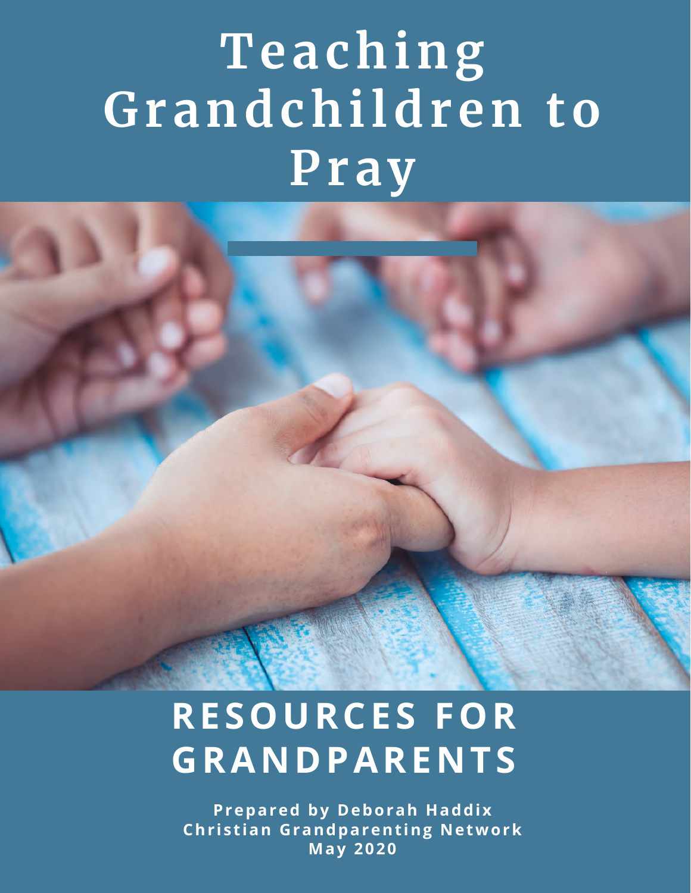# Teaching Grandchildren to Pray

## RESOURCES FOR GRANDPARENTS

**Prepared by Deborah Haddix**
**Christian Grandparenting Network**
**May 2020**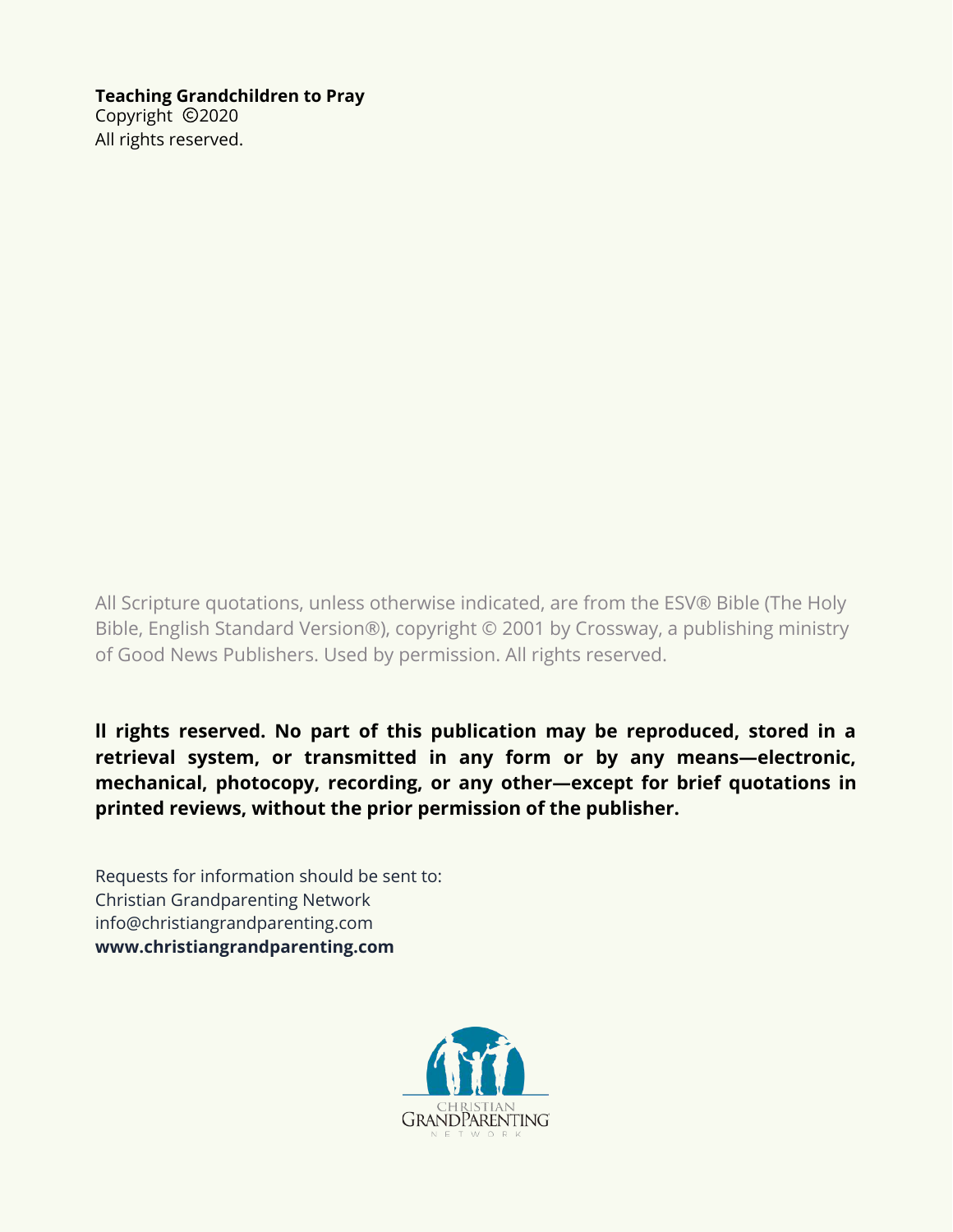**Teaching Grandchildren to Pray**
Copyright ©2020
All rights reserved.

All Scripture quotations, unless otherwise indicated, are from the ESV® Bible (The Holy Bible, English Standard Version®), copyright © 2001 by Crossway, a publishing ministry of Good News Publishers. Used by permission. All rights reserved.

**ll rights reserved. No part of this publication may be reproduced, stored in a retrieval system, or transmitted in any form or by any means—electronic, mechanical, photocopy, recording, or any other—except for brief quotations in printed reviews, without the prior permission of the publisher.**

Requests for information should be sent to:
Christian Grandparenting Network
info@christiangrandparenting.com
**www.christiangrandparenting.com**

CHRISTIAN GRANDPARENTING NETWORK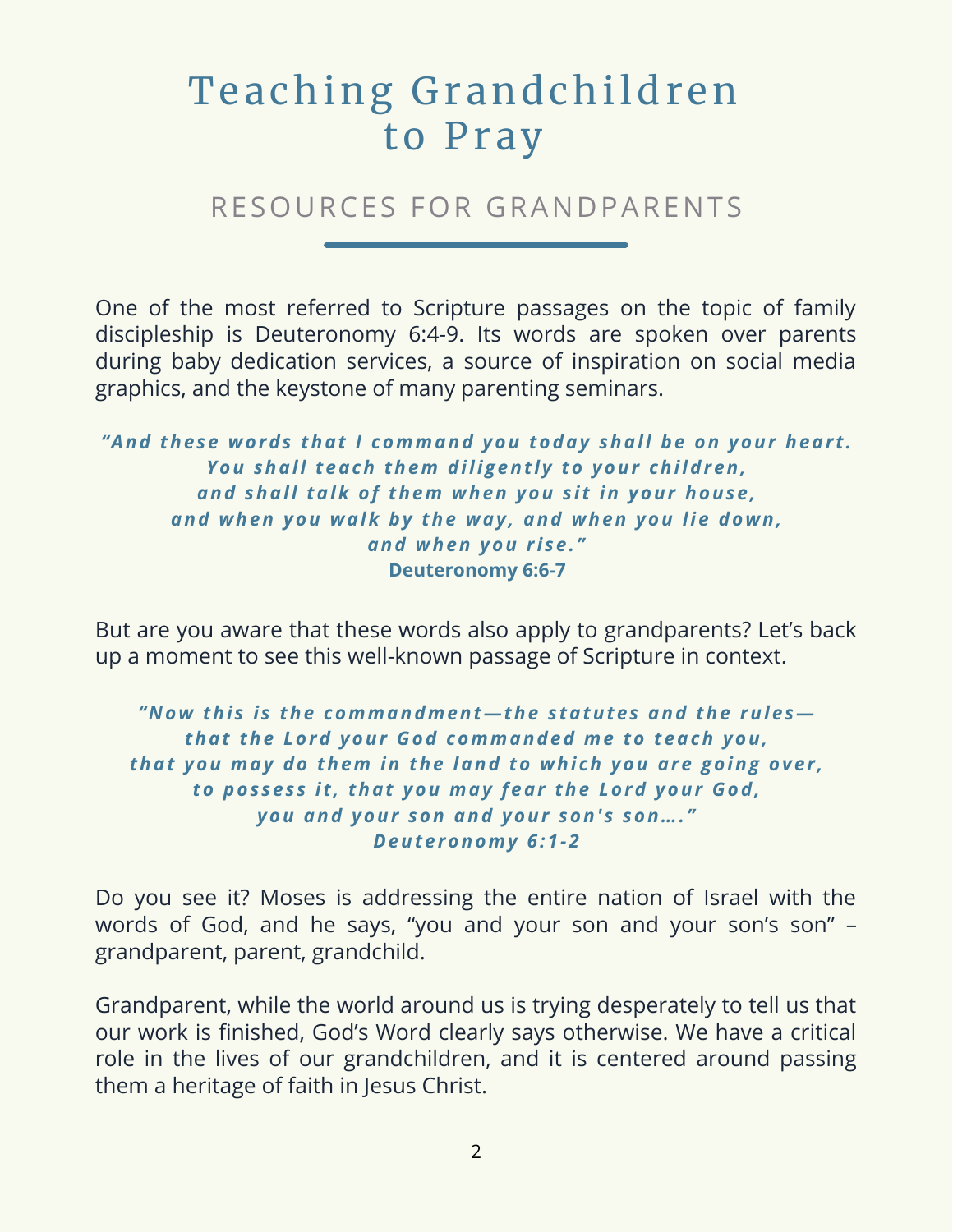# Teaching Grandchildren to Pray

## RESOURCES FOR GRANDPARENTS

One of the most referred to Scripture passages on the topic of family discipleship is Deuteronomy 6:4-9. Its words are spoken over parents during baby dedication services, a source of inspiration on social media graphics, and the keystone of many parenting seminars.

> ***"And these words that I command you today shall be on your heart. You shall teach them diligently to your children, and shall talk of them when you sit in your house, and when you walk by the way, and when you lie down, and when you rise."***
> **Deuteronomy 6:6-7**

But are you aware that these words also apply to grandparents? Let's back up a moment to see this well-known passage of Scripture in context.

> ***"Now this is the commandment—the statutes and the rules—that the Lord your God commanded me to teach you, that you may do them in the land to which you are going over, to possess it, that you may fear the Lord your God, you and your son and your son's son…."***
> ***Deuteronomy 6:1-2***

Do you see it? Moses is addressing the entire nation of Israel with the words of God, and he says, "you and your son and your son's son" – grandparent, parent, grandchild.

Grandparent, while the world around us is trying desperately to tell us that our work is finished, God's Word clearly says otherwise. We have a critical role in the lives of our grandchildren, and it is centered around passing them a heritage of faith in Jesus Christ.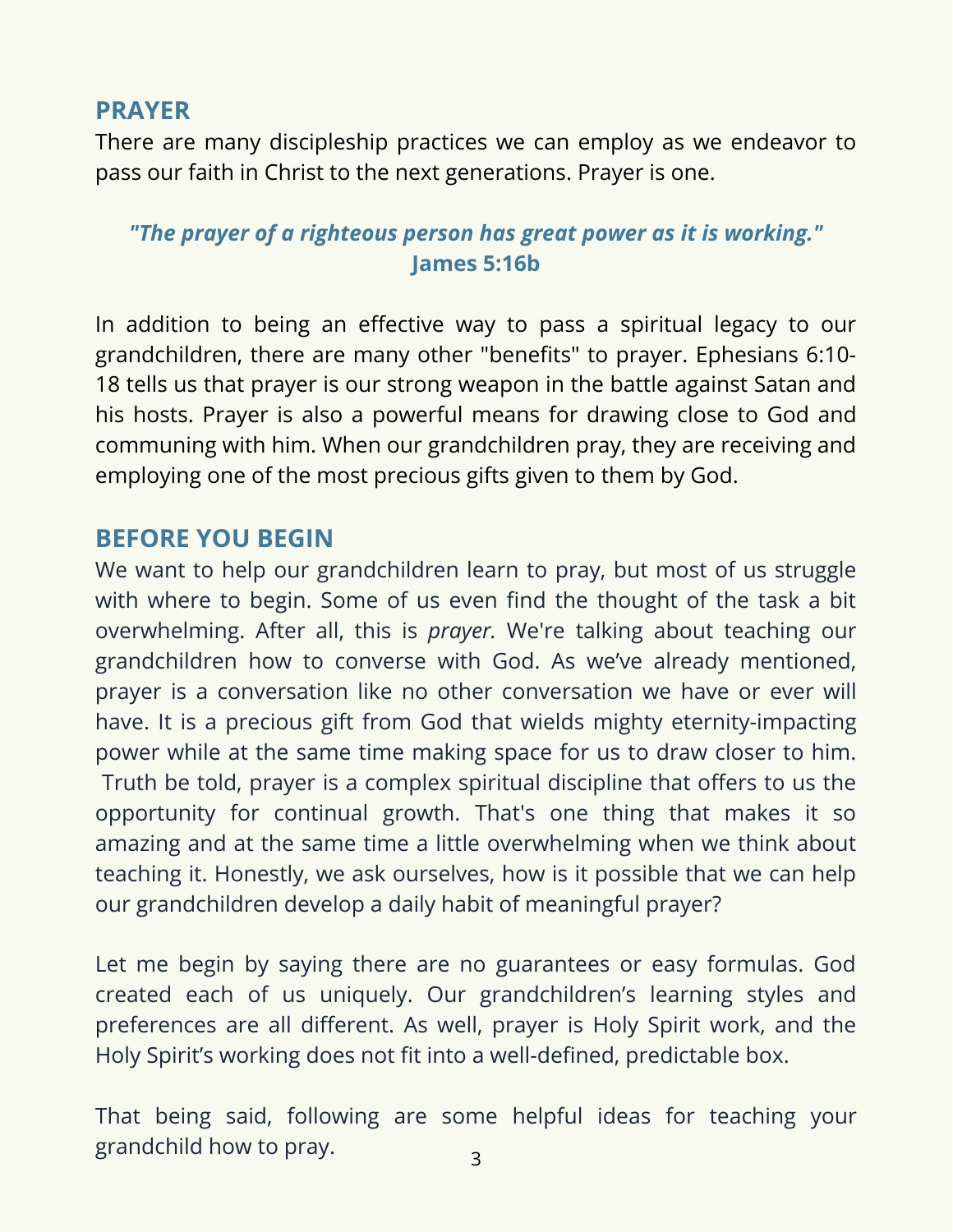## PRAYER

There are many discipleship practices we can employ as we endeavor to pass our faith in Christ to the next generations. Prayer is one.

***"The prayer of a righteous person has great power as it is working."***
**James 5:16b**

In addition to being an effective way to pass a spiritual legacy to our grandchildren, there are many other "benefits" to prayer. Ephesians 6:10-18 tells us that prayer is our strong weapon in the battle against Satan and his hosts. Prayer is also a powerful means for drawing close to God and communing with him. When our grandchildren pray, they are receiving and employing one of the most precious gifts given to them by God.

## BEFORE YOU BEGIN

We want to help our grandchildren learn to pray, but most of us struggle with where to begin. Some of us even find the thought of the task a bit overwhelming. After all, this is *prayer.* We're talking about teaching our grandchildren how to converse with God. As we've already mentioned, prayer is a conversation like no other conversation we have or ever will have. It is a precious gift from God that wields mighty eternity-impacting power while at the same time making space for us to draw closer to him. Truth be told, prayer is a complex spiritual discipline that offers to us the opportunity for continual growth. That's one thing that makes it so amazing and at the same time a little overwhelming when we think about teaching it. Honestly, we ask ourselves, how is it possible that we can help our grandchildren develop a daily habit of meaningful prayer?

Let me begin by saying there are no guarantees or easy formulas. God created each of us uniquely. Our grandchildren's learning styles and preferences are all different. As well, prayer is Holy Spirit work, and the Holy Spirit's working does not fit into a well-defined, predictable box.

That being said, following are some helpful ideas for teaching your grandchild how to pray.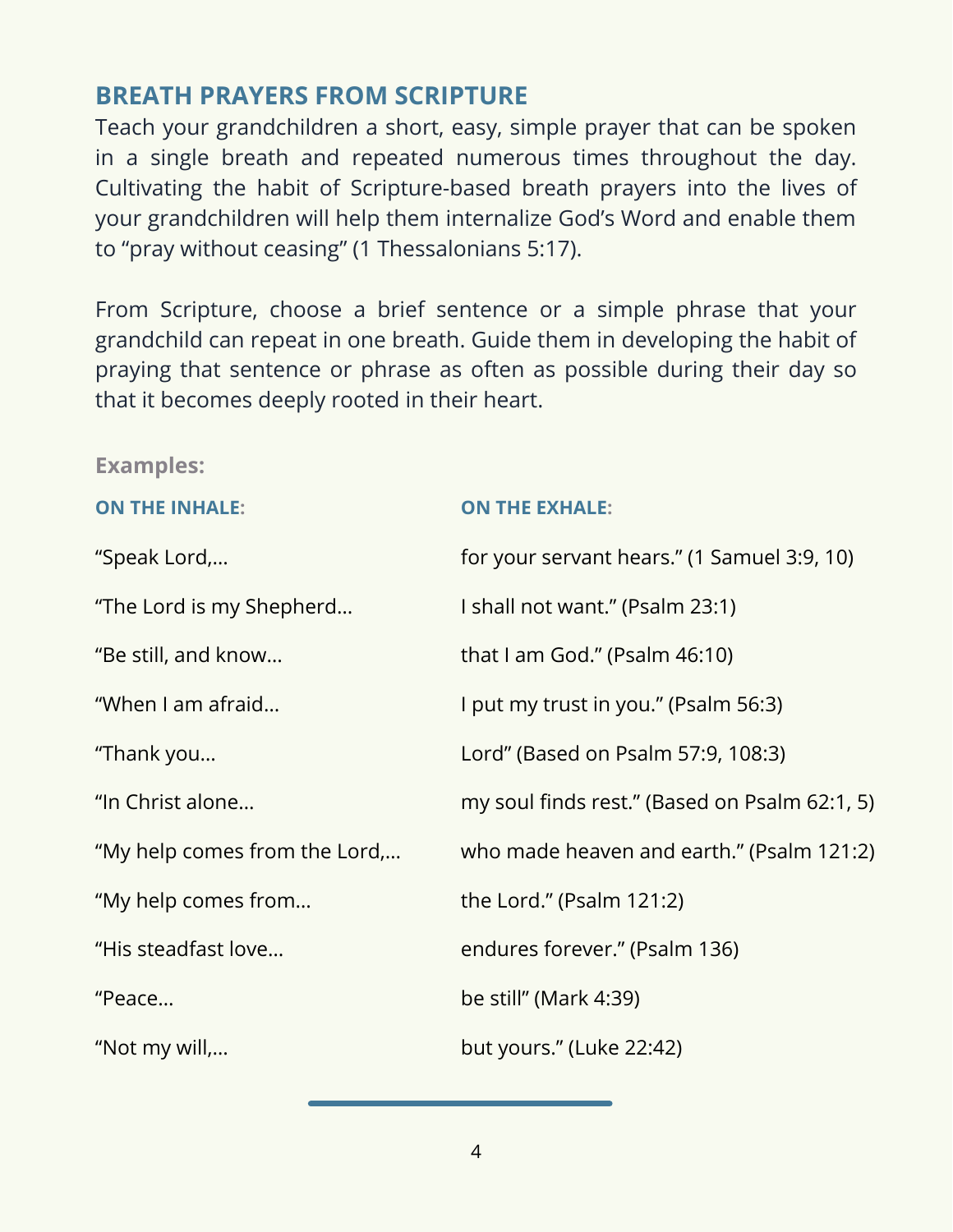## BREATH PRAYERS FROM SCRIPTURE

Teach your grandchildren a short, easy, simple prayer that can be spoken in a single breath and repeated numerous times throughout the day. Cultivating the habit of Scripture-based breath prayers into the lives of your grandchildren will help them internalize God's Word and enable them to "pray without ceasing" (1 Thessalonians 5:17).

From Scripture, choose a brief sentence or a simple phrase that your grandchild can repeat in one breath. Guide them in developing the habit of praying that sentence or phrase as often as possible during their day so that it becomes deeply rooted in their heart.

**Examples:**

| ON THE INHALE: | ON THE EXHALE: |
| --- | --- |
| "Speak Lord,… | for your servant hears." (1 Samuel 3:9, 10) |
| "The Lord is my Shepherd… | I shall not want." (Psalm 23:1) |
| "Be still, and know… | that I am God." (Psalm 46:10) |
| "When I am afraid… | I put my trust in you." (Psalm 56:3) |
| "Thank you… | Lord" (Based on Psalm 57:9, 108:3) |
| "In Christ alone… | my soul finds rest." (Based on Psalm 62:1, 5) |
| "My help comes from the Lord,… | who made heaven and earth." (Psalm 121:2) |
| "My help comes from… | the Lord." (Psalm 121:2) |
| "His steadfast love… | endures forever." (Psalm 136) |
| "Peace… | be still" (Mark 4:39) |
| "Not my will,… | but yours." (Luke 22:42) |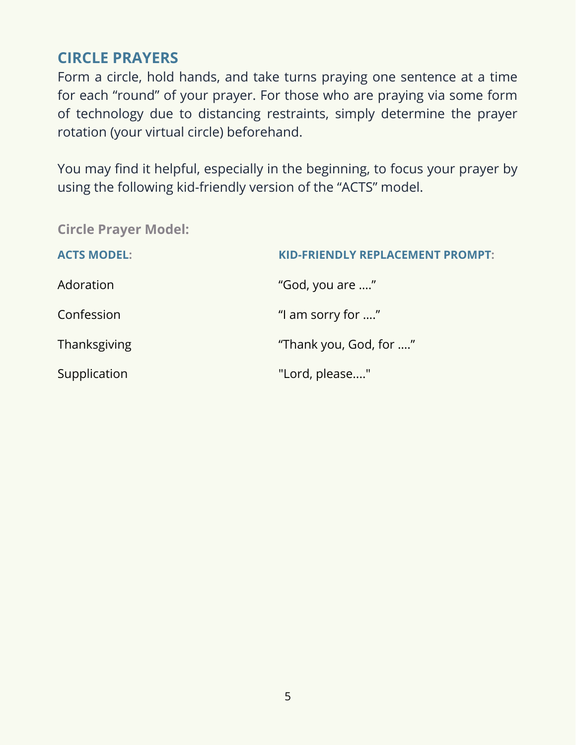## CIRCLE PRAYERS

Form a circle, hold hands, and take turns praying one sentence at a time for each "round" of your prayer. For those who are praying via some form of technology due to distancing restraints, simply determine the prayer rotation (your virtual circle) beforehand.

You may find it helpful, especially in the beginning, to focus your prayer by using the following kid-friendly version of the "ACTS" model.

**Circle Prayer Model:**

| ACTS MODEL: | KID-FRIENDLY REPLACEMENT PROMPT: |
|---|---|
| Adoration | "God, you are …." |
| Confession | "I am sorry for …." |
| Thanksgiving | "Thank you, God, for …." |
| Supplication | "Lord, please…." |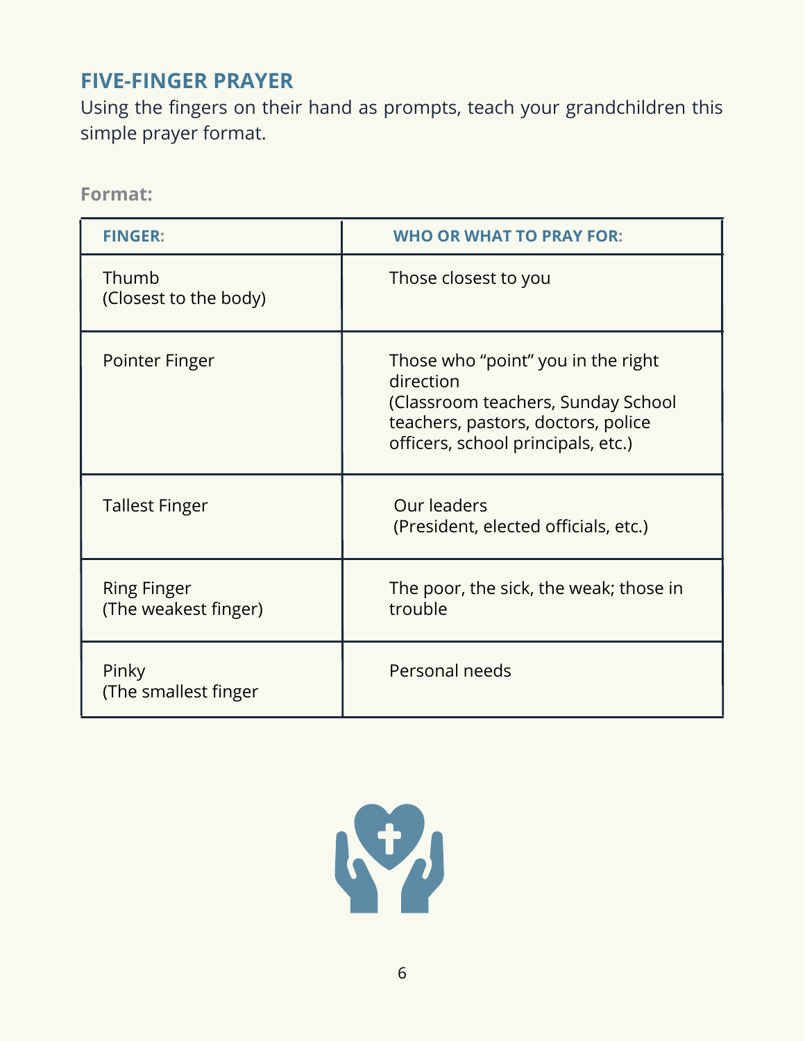## FIVE-FINGER PRAYER

Using the fingers on their hand as prompts, teach your grandchildren this simple prayer format.

**Format:**

| FINGER: | WHO OR WHAT TO PRAY FOR: |
|---|---|
| Thumb<br>(Closest to the body) | Those closest to you |
| Pointer Finger | Those who "point" you in the right direction<br>(Classroom teachers, Sunday School teachers, pastors, doctors, police officers, school principals, etc.) |
| Tallest Finger | Our leaders<br>(President, elected officials, etc.) |
| Ring Finger<br>(The weakest finger) | The poor, the sick, the weak; those in trouble |
| Pinky<br>(The smallest finger | Personal needs |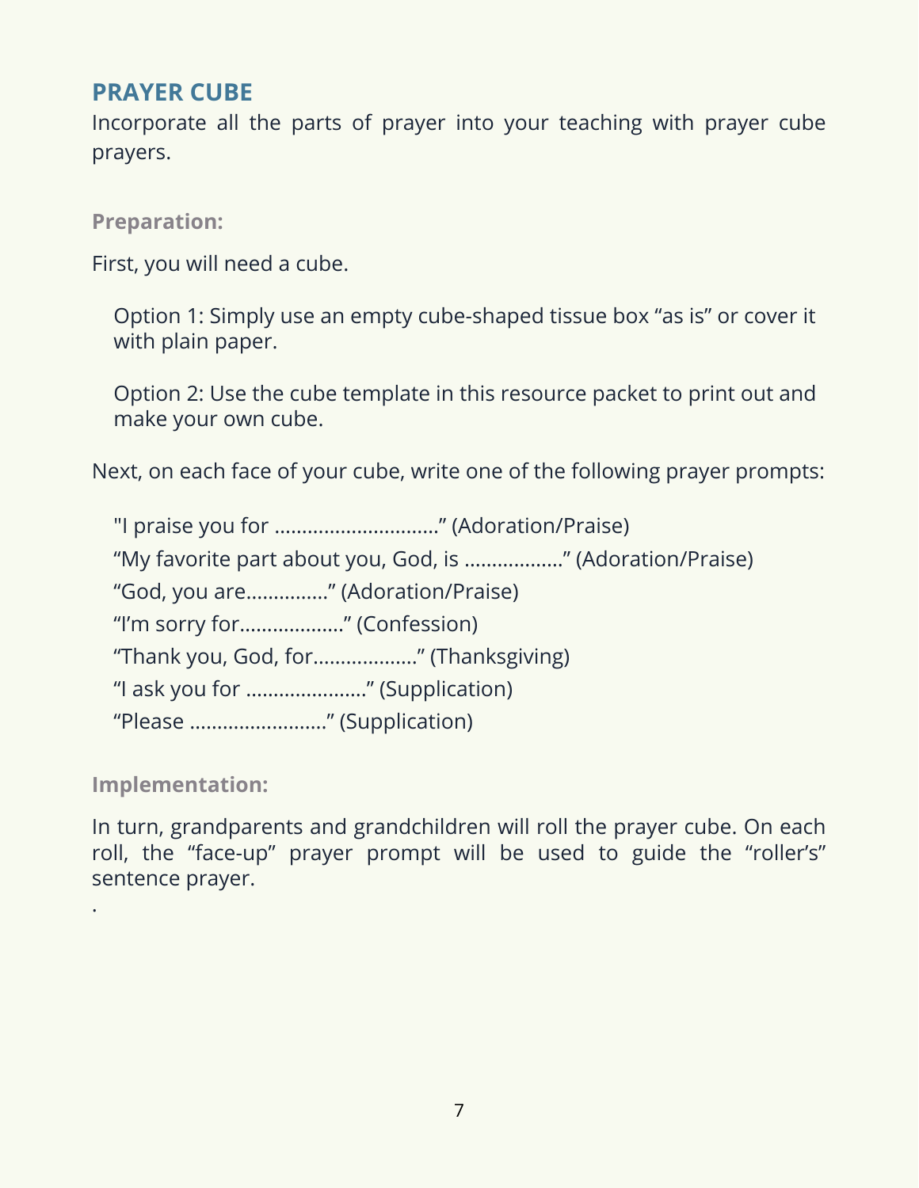## PRAYER CUBE

Incorporate all the parts of prayer into your teaching with prayer cube prayers.

**Preparation:**

First, you will need a cube.

Option 1: Simply use an empty cube-shaped tissue box “as is” or cover it with plain paper.

Option 2: Use the cube template in this resource packet to print out and make your own cube.

Next, on each face of your cube, write one of the following prayer prompts:

"I praise you for ..............................” (Adoration/Praise)
“My favorite part about you, God, is ..................” (Adoration/Praise)
“God, you are...............” (Adoration/Praise)
“I’m sorry for...................” (Confession)
“Thank you, God, for...................” (Thanksgiving)
“I ask you for ......................” (Supplication)
“Please .........................” (Supplication)

**Implementation:**

In turn, grandparents and grandchildren will roll the prayer cube. On each roll, the “face-up” prayer prompt will be used to guide the “roller’s” sentence prayer.

.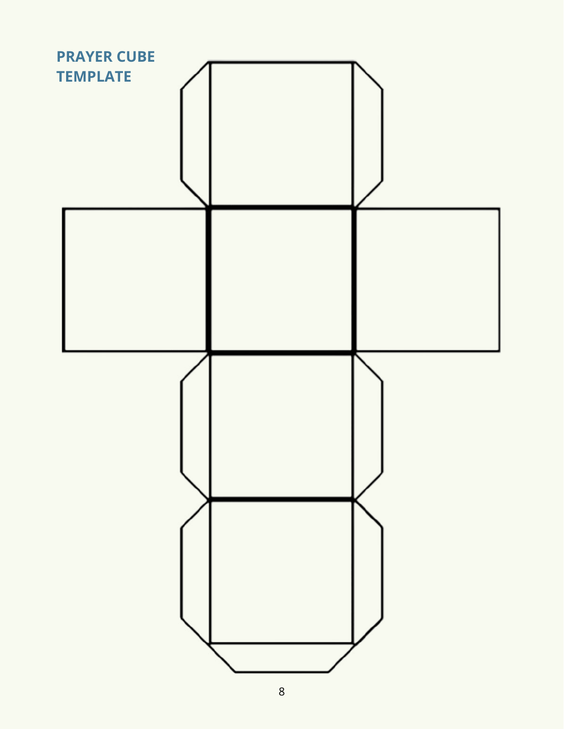# PRAYER CUBE TEMPLATE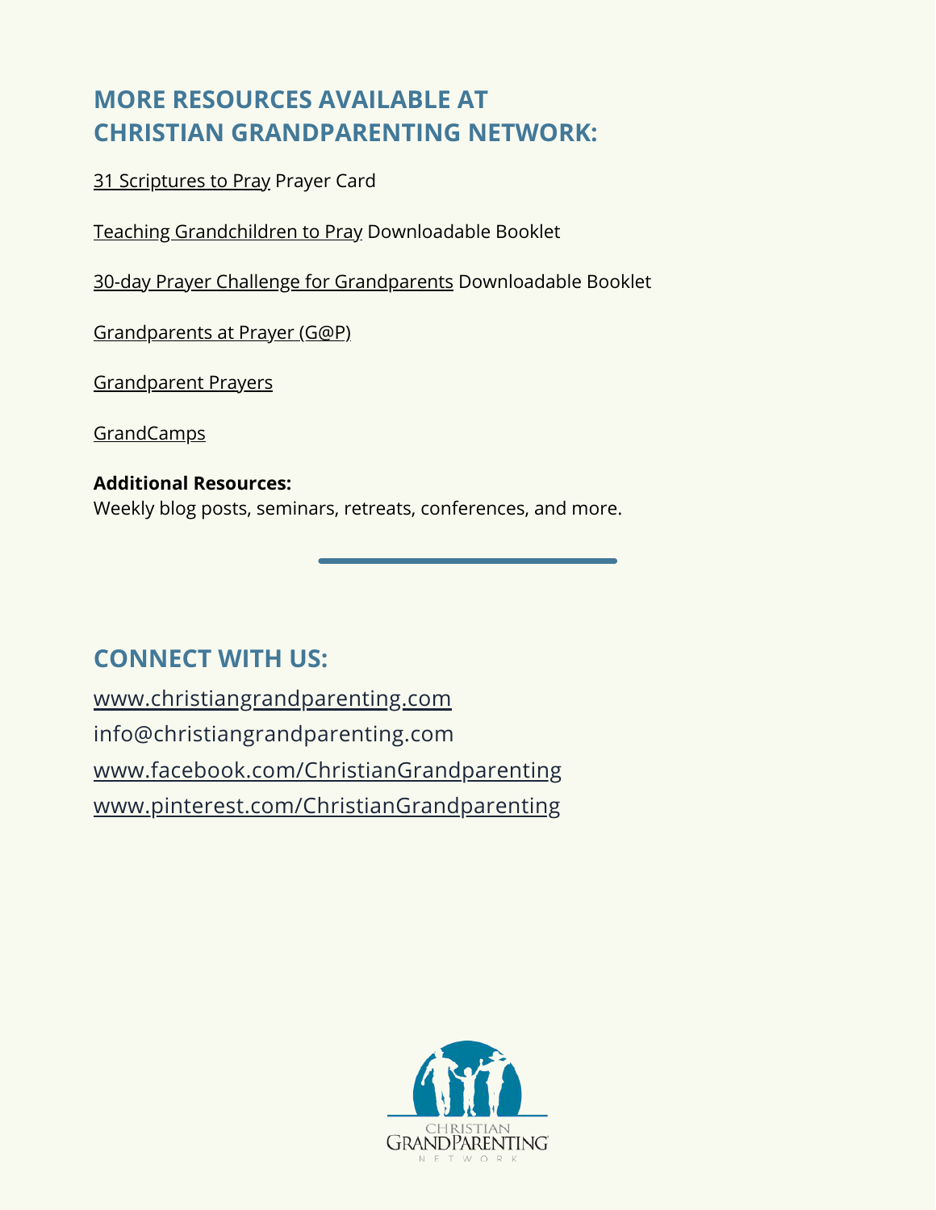## MORE RESOURCES AVAILABLE AT CHRISTIAN GRANDPARENTING NETWORK:

31 Scriptures to Pray Prayer Card

Teaching Grandchildren to Pray Downloadable Booklet

30-day Prayer Challenge for Grandparents Downloadable Booklet

Grandparents at Prayer (G@P)

Grandparent Prayers

GrandCamps

**Additional Resources:**
Weekly blog posts, seminars, retreats, conferences, and more.

## CONNECT WITH US:

www.christiangrandparenting.com
info@christiangrandparenting.com
www.facebook.com/ChristianGrandparenting
www.pinterest.com/ChristianGrandparenting

CHRISTIAN GRANDPARENTING NETWORK